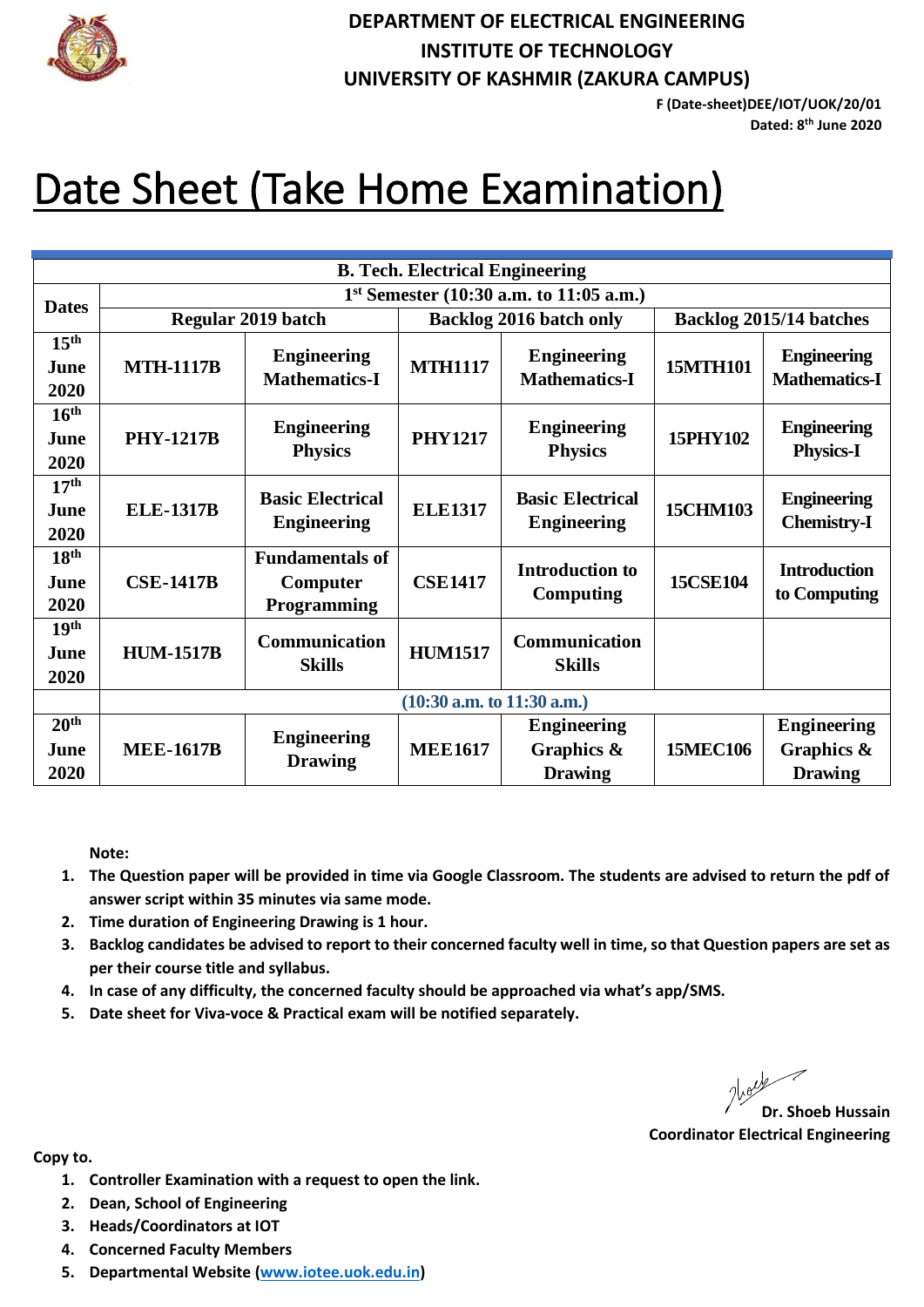**DEPARTMENT OF ELECTRICAL ENGINEERING**
**INSTITUTE OF TECHNOLOGY**
**UNIVERSITY OF KASHMIR (ZAKURA CAMPUS)**

**F (Date-sheet)DEE/IOT/UOK/20/01**
**Dated: 8th June 2020**

# Date Sheet (Take Home Examination)

| **B. Tech. Electrical Engineering** | | | | | | |
|---|---|---|---|---|---|---|
| **Dates** | **1st Semester (10:30 a.m. to 11:05 a.m.)** | | | | | |
| | **Regular 2019 batch** | | **Backlog 2016 batch only** | | **Backlog 2015/14 batches** | |
| **15th June 2020** | **MTH-1117B** | **Engineering Mathematics-I** | **MTH1117** | **Engineering Mathematics-I** | **15MTH101** | **Engineering Mathematics-I** |
| **16th June 2020** | **PHY-1217B** | **Engineering Physics** | **PHY1217** | **Engineering Physics** | **15PHY102** | **Engineering Physics-I** |
| **17th June 2020** | **ELE-1317B** | **Basic Electrical Engineering** | **ELE1317** | **Basic Electrical Engineering** | **15CHM103** | **Engineering Chemistry-I** |
| **18th June 2020** | **CSE-1417B** | **Fundamentals of Computer Programming** | **CSE1417** | **Introduction to Computing** | **15CSE104** | **Introduction to Computing** |
| **19th June 2020** | **HUM-1517B** | **Communication Skills** | **HUM1517** | **Communication Skills** | | |
| | **(10:30 a.m. to 11:30 a.m.)** | | | | | |
| **20th June 2020** | **MEE-1617B** | **Engineering Drawing** | **MEE1617** | **Engineering Graphics & Drawing** | **15MEC106** | **Engineering Graphics & Drawing** |

**Note:**

1. **The Question paper will be provided in time via Google Classroom. The students are advised to return the pdf of answer script within 35 minutes via same mode.**
2. **Time duration of Engineering Drawing is 1 hour.**
3. **Backlog candidates be advised to report to their concerned faculty well in time, so that Question papers are set as per their course title and syllabus.**
4. **In case of any difficulty, the concerned faculty should be approached via what's app/SMS.**
5. **Date sheet for Viva-voce & Practical exam will be notified separately.**

**Dr. Shoeb Hussain**
**Coordinator Electrical Engineering**

**Copy to.**

1. **Controller Examination with a request to open the link.**
2. **Dean, School of Engineering**
3. **Heads/Coordinators at IOT**
4. **Concerned Faculty Members**
5. **Departmental Website (www.iotee.uok.edu.in)**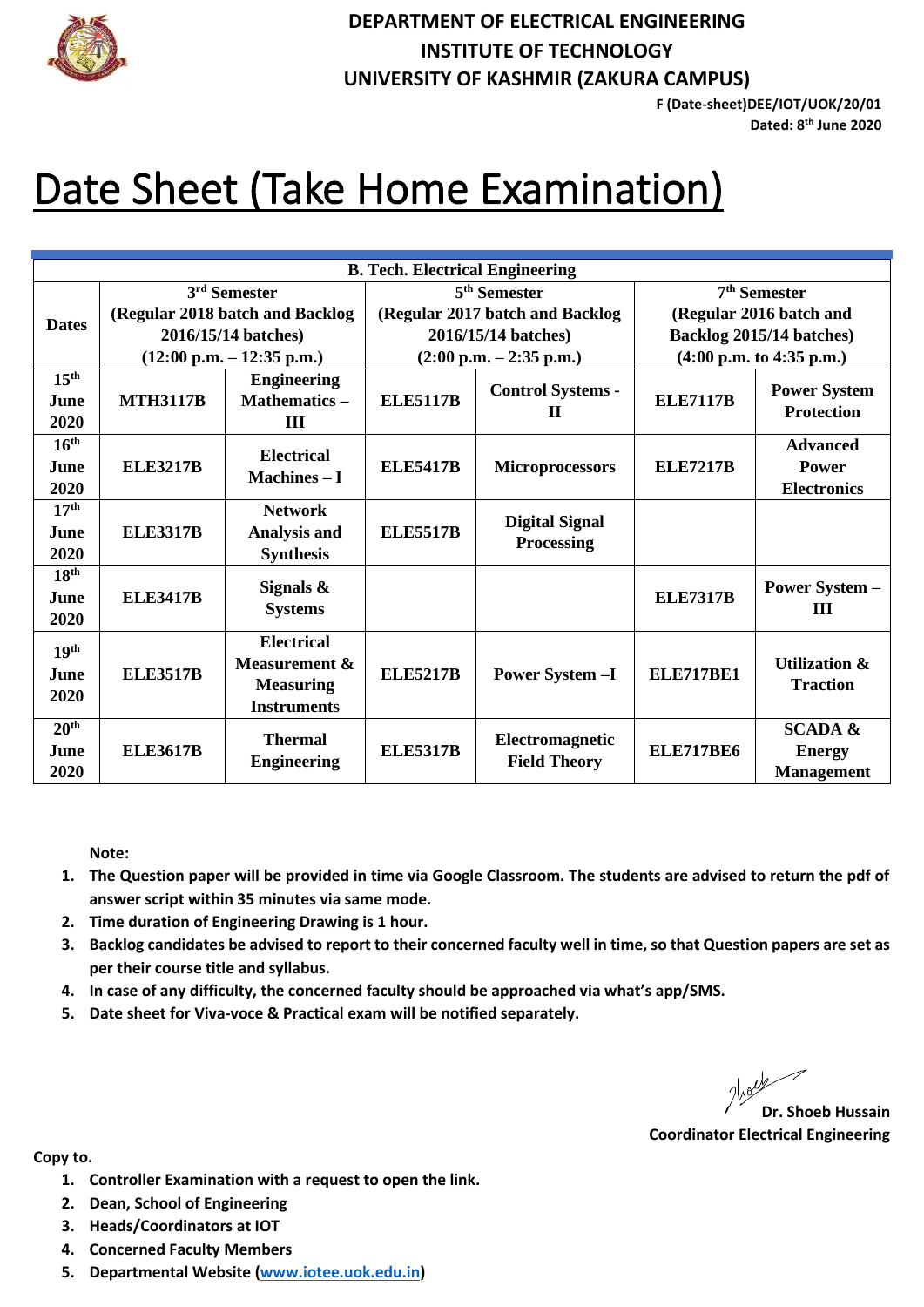**DEPARTMENT OF ELECTRICAL ENGINEERING**
**INSTITUTE OF TECHNOLOGY**
**UNIVERSITY OF KASHMIR (ZAKURA CAMPUS)**

**F (Date-sheet)DEE/IOT/UOK/20/01**
**Dated: 8th June 2020**

# Date Sheet (Take Home Examination)

| B. Tech. Electrical Engineering | | | | | | |
|---|---|---|---|---|---|---|
| **Dates** | **3rd Semester (Regular 2018 batch and Backlog 2016/15/14 batches) (12:00 p.m. – 12:35 p.m.)** | | **5th Semester (Regular 2017 batch and Backlog 2016/15/14 batches) (2:00 p.m. – 2:35 p.m.)** | | **7th Semester (Regular 2016 batch and Backlog 2015/14 batches) (4:00 p.m. to 4:35 p.m.)** | |
| **15th June 2020** | **MTH3117B** | **Engineering Mathematics – III** | **ELE5117B** | **Control Systems - II** | **ELE7117B** | **Power System Protection** |
| **16th June 2020** | **ELE3217B** | **Electrical Machines – I** | **ELE5417B** | **Microprocessors** | **ELE7217B** | **Advanced Power Electronics** |
| **17th June 2020** | **ELE3317B** | **Network Analysis and Synthesis** | **ELE5517B** | **Digital Signal Processing** | | |
| **18th June 2020** | **ELE3417B** | **Signals & Systems** | | | **ELE7317B** | **Power System – III** |
| **19th June 2020** | **ELE3517B** | **Electrical Measurement & Measuring Instruments** | **ELE5217B** | **Power System –I** | **ELE717BE1** | **Utilization & Traction** |
| **20th June 2020** | **ELE3617B** | **Thermal Engineering** | **ELE5317B** | **Electromagnetic Field Theory** | **ELE717BE6** | **SCADA & Energy Management** |

**Note:**

1. **The Question paper will be provided in time via Google Classroom. The students are advised to return the pdf of answer script within 35 minutes via same mode.**
2. **Time duration of Engineering Drawing is 1 hour.**
3. **Backlog candidates be advised to report to their concerned faculty well in time, so that Question papers are set as per their course title and syllabus.**
4. **In case of any difficulty, the concerned faculty should be approached via what's app/SMS.**
5. **Date sheet for Viva-voce & Practical exam will be notified separately.**

**Dr. Shoeb Hussain**
**Coordinator Electrical Engineering**

**Copy to.**

1. **Controller Examination with a request to open the link.**
2. **Dean, School of Engineering**
3. **Heads/Coordinators at IOT**
4. **Concerned Faculty Members**
5. **Departmental Website (www.iotee.uok.edu.in)**